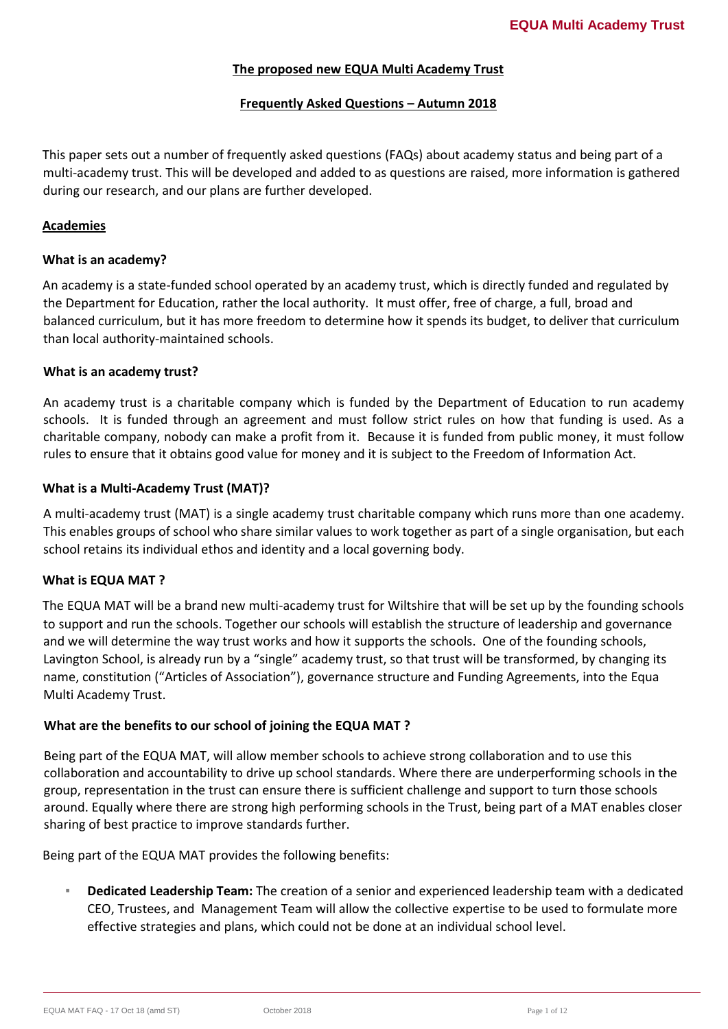## The proposed new EQUA Multi Academy Trust

### Frequently Asked Questions – Autumn 2018

This paper sets out a number of frequently asked questions (FAQs) about academy status and being part of a multi-academy trust. This will be developed and added to as questions are raised, more information is gathered during our research, and our plans are further developed.

### Academies

#### What is an academy?

An academy is a state-funded school operated by an academy trust, which is directly funded and regulated by the Department for Education, rather the local authority. It must offer, free of charge, a full, broad and balanced curriculum, but it has more freedom to determine how it spends its budget, to deliver that curriculum than local authority-maintained schools.

#### What is an academy trust?

An academy trust is a charitable company which is funded by the Department of Education to run academy schools. It is funded through an agreement and must follow strict rules on how that funding is used. As a charitable company, nobody can make a profit from it. Because it is funded from public money, it must follow rules to ensure that it obtains good value for money and it is subject to the Freedom of Information Act.

#### What is a Multi-Academy Trust (MAT)?

A multi-academy trust (MAT) is a single academy trust charitable company which runs more than one academy. This enables groups of school who share similar values to work together as part of a single organisation, but each school retains its individual ethos and identity and a local governing body.

#### What is EQUA MAT ?

The EQUA MAT will be a brand new multi-academy trust for Wiltshire that will be set up by the founding schools to support and run the schools. Together our schools will establish the structure of leadership and governance and we will determine the way trust works and how it supports the schools. One of the founding schools, Lavington School, is already run by a "single" academy trust, so that trust will be transformed, by changing its name, constitution ("Articles of Association"), governance structure and Funding Agreements, into the Equa Multi Academy Trust.

#### What are the benefits to our school of joining the EQUA MAT ?

Being part of the EQUA MAT, will allow member schools to achieve strong collaboration and to use this collaboration and accountability to drive up school standards. Where there are underperforming schools in the group, representation in the trust can ensure there is sufficient challenge and support to turn those schools around. Equally where there are strong high performing schools in the Trust, being part of a MAT enables closer sharing of best practice to improve standards further.

Being part of the EQUA MAT provides the following benefits:

- **Dedicated Leadership Team:** The creation of a senior and experienced leadership team with a dedicated CEO, Trustees, and Management Team will allow the collective expertise to be used to formulate more effective strategies and plans, which could not be done at an individual school level.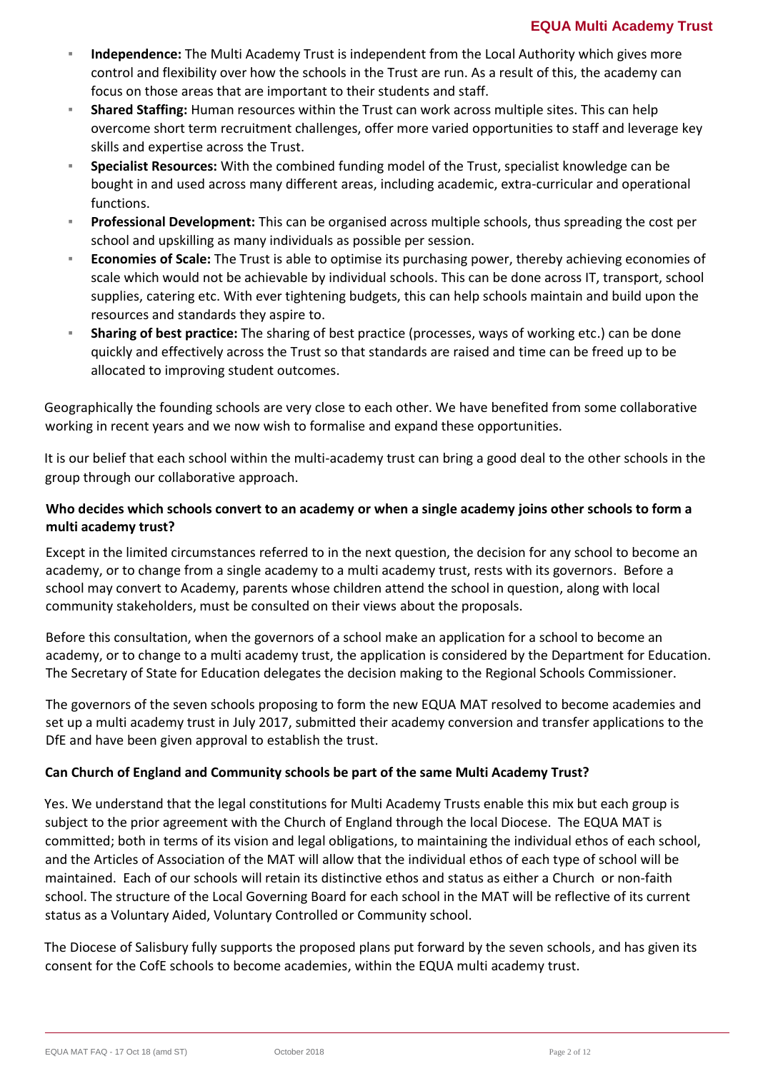- **Independence:** The Multi Academy Trust is independent from the Local Authority which gives more control and flexibility over how the schools in the Trust are run. As a result of this, the academy can focus on those areas that are important to their students and staff.
- **Shared Staffing:** Human resources within the Trust can work across multiple sites. This can help overcome short term recruitment challenges, offer more varied opportunities to staff and leverage key skills and expertise across the Trust.
- **Specialist Resources:** With the combined funding model of the Trust, specialist knowledge can be bought in and used across many different areas, including academic, extra-curricular and operational functions.
- **Professional Development:** This can be organised across multiple schools, thus spreading the cost per school and upskilling as many individuals as possible per session.
- **Economies of Scale:** The Trust is able to optimise its purchasing power, thereby achieving economies of scale which would not be achievable by individual schools. This can be done across IT, transport, school supplies, catering etc. With ever tightening budgets, this can help schools maintain and build upon the resources and standards they aspire to.
- **Sharing of best practice:** The sharing of best practice (processes, ways of working etc.) can be done quickly and effectively across the Trust so that standards are raised and time can be freed up to be allocated to improving student outcomes.

Geographically the founding schools are very close to each other. We have benefited from some collaborative working in recent years and we now wish to formalise and expand these opportunities.

It is our belief that each school within the multi-academy trust can bring a good deal to the other schools in the group through our collaborative approach.

### Who decides which schools convert to an academy or when a single academy joins other schools to form a multi academy trust?

Except in the limited circumstances referred to in the next question, the decision for any school to become an academy, or to change from a single academy to a multi academy trust, rests with its governors. Before a school may convert to Academy, parents whose children attend the school in question, along with local community stakeholders, must be consulted on their views about the proposals.

Before this consultation, when the governors of a school make an application for a school to become an academy, or to change to a multi academy trust, the application is considered by the Department for Education. The Secretary of State for Education delegates the decision making to the Regional Schools Commissioner.

The governors of the seven schools proposing to form the new EQUA MAT resolved to become academies and set up a multi academy trust in July 2017, submitted their academy conversion and transfer applications to the DfE and have been given approval to establish the trust.

### Can Church of England and Community schools be part of the same Multi Academy Trust?

Yes. We understand that the legal constitutions for Multi Academy Trusts enable this mix but each group is subject to the prior agreement with the Church of England through the local Diocese. The EQUA MAT is committed; both in terms of its vision and legal obligations, to maintaining the individual ethos of each school, and the Articles of Association of the MAT will allow that the individual ethos of each type of school will be maintained. Each of our schools will retain its distinctive ethos and status as either a Church or non-faith school. The structure of the Local Governing Board for each school in the MAT will be reflective of its current status as a Voluntary Aided, Voluntary Controlled or Community school.

The Diocese of Salisbury fully supports the proposed plans put forward by the seven schools, and has given its consent for the CofE schools to become academies, within the EQUA multi academy trust.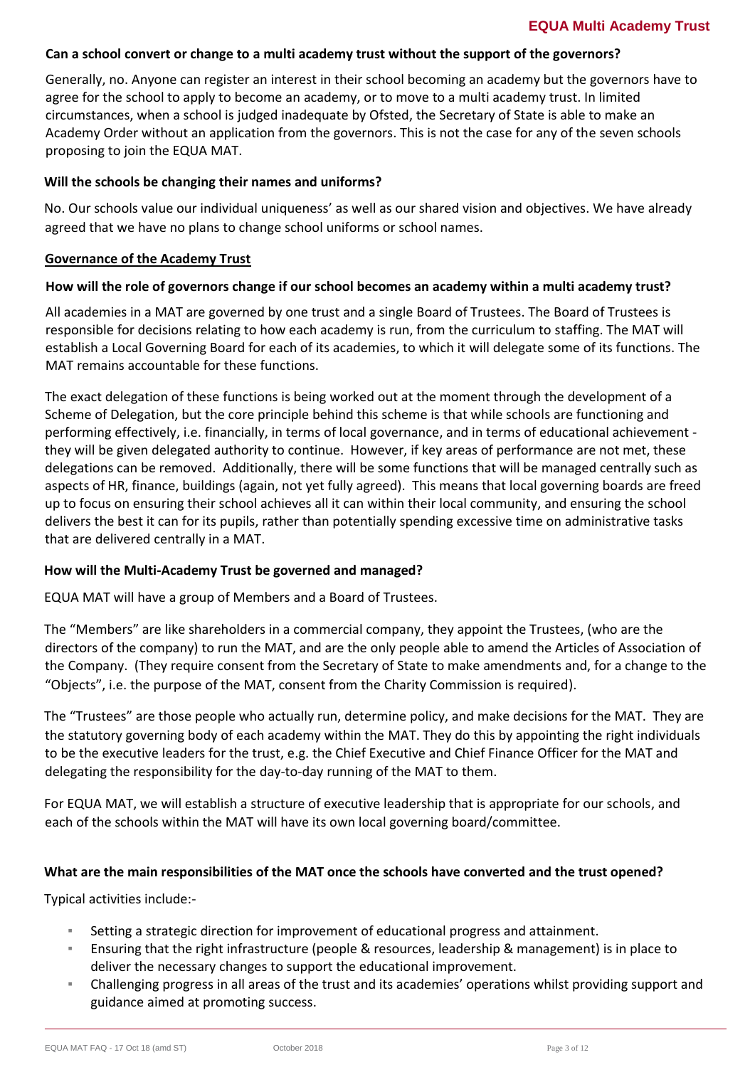**Can a school convert or change to a multi academy trust without the support of the governors?**

Generally, no. Anyone can register an interest in their school becoming an academy but the governors have to agree for the school to apply to become an academy, or to move to a multi academy trust. In limited circumstances, when a school is judged inadequate by Ofsted, the Secretary of State is able to make an Academy Order without an application from the governors. This is not the case for any of the seven schools proposing to join the EQUA MAT.

**Will the schools be changing their names and uniforms?**

No. Our schools value our individual uniqueness' as well as our shared vision and objectives. We have already agreed that we have no plans to change school uniforms or school names.

## Governance of the Academy Trust

**How will the role of governors change if our school becomes an academy within a multi academy trust?**

All academies in a MAT are governed by one trust and a single Board of Trustees. The Board of Trustees is responsible for decisions relating to how each academy is run, from the curriculum to staffing. The MAT will establish a Local Governing Board for each of its academies, to which it will delegate some of its functions. The MAT remains accountable for these functions.

The exact delegation of these functions is being worked out at the moment through the development of a Scheme of Delegation, but the core principle behind this scheme is that while schools are functioning and performing effectively, i.e. financially, in terms of local governance, and in terms of educational achievement - they will be given delegated authority to continue. However, if key areas of performance are not met, these delegations can be removed. Additionally, there will be some functions that will be managed centrally such as aspects of HR, finance, buildings (again, not yet fully agreed). This means that local governing boards are freed up to focus on ensuring their school achieves all it can within their local community, and ensuring the school delivers the best it can for its pupils, rather than potentially spending excessive time on administrative tasks that are delivered centrally in a MAT.

**How will the Multi-Academy Trust be governed and managed?**

EQUA MAT will have a group of Members and a Board of Trustees.

The "Members" are like shareholders in a commercial company, they appoint the Trustees, (who are the directors of the company) to run the MAT, and are the only people able to amend the Articles of Association of the Company. (They require consent from the Secretary of State to make amendments and, for a change to the "Objects", i.e. the purpose of the MAT, consent from the Charity Commission is required).

The "Trustees" are those people who actually run, determine policy, and make decisions for the MAT. They are the statutory governing body of each academy within the MAT. They do this by appointing the right individuals to be the executive leaders for the trust, e.g. the Chief Executive and Chief Finance Officer for the MAT and delegating the responsibility for the day-to-day running of the MAT to them.

For EQUA MAT, we will establish a structure of executive leadership that is appropriate for our schools, and each of the schools within the MAT will have its own local governing board/committee.

**What are the main responsibilities of the MAT once the schools have converted and the trust opened?**

Typical activities include:-

- Setting a strategic direction for improvement of educational progress and attainment.
- Ensuring that the right infrastructure (people & resources, leadership & management) is in place to deliver the necessary changes to support the educational improvement.
- Challenging progress in all areas of the trust and its academies' operations whilst providing support and guidance aimed at promoting success.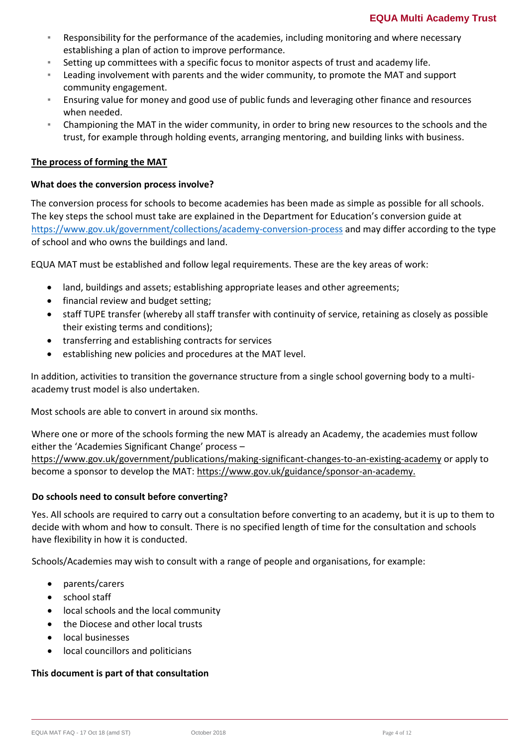- Responsibility for the performance of the academies, including monitoring and where necessary establishing a plan of action to improve performance.
- Setting up committees with a specific focus to monitor aspects of trust and academy life.
- Leading involvement with parents and the wider community, to promote the MAT and support community engagement.
- Ensuring value for money and good use of public funds and leveraging other finance and resources when needed.
- Championing the MAT in the wider community, in order to bring new resources to the schools and the trust, for example through holding events, arranging mentoring, and building links with business.

## The process of forming the MAT

### What does the conversion process involve?

The conversion process for schools to become academies has been made as simple as possible for all schools. The key steps the school must take are explained in the Department for Education's conversion guide at https://www.gov.uk/government/collections/academy-conversion-process and may differ according to the type of school and who owns the buildings and land.

EQUA MAT must be established and follow legal requirements. These are the key areas of work:

- land, buildings and assets; establishing appropriate leases and other agreements;
- financial review and budget setting;
- staff TUPE transfer (whereby all staff transfer with continuity of service, retaining as closely as possible their existing terms and conditions);
- transferring and establishing contracts for services
- establishing new policies and procedures at the MAT level.

In addition, activities to transition the governance structure from a single school governing body to a multi-academy trust model is also undertaken.

Most schools are able to convert in around six months.

Where one or more of the schools forming the new MAT is already an Academy, the academies must follow either the 'Academies Significant Change' process – https://www.gov.uk/government/publications/making-significant-changes-to-an-existing-academy or apply to become a sponsor to develop the MAT: https://www.gov.uk/guidance/sponsor-an-academy.

### Do schools need to consult before converting?

Yes. All schools are required to carry out a consultation before converting to an academy, but it is up to them to decide with whom and how to consult. There is no specified length of time for the consultation and schools have flexibility in how it is conducted.

Schools/Academies may wish to consult with a range of people and organisations, for example:

- parents/carers
- school staff
- local schools and the local community
- the Diocese and other local trusts
- local businesses
- local councillors and politicians

**This document is part of that consultation**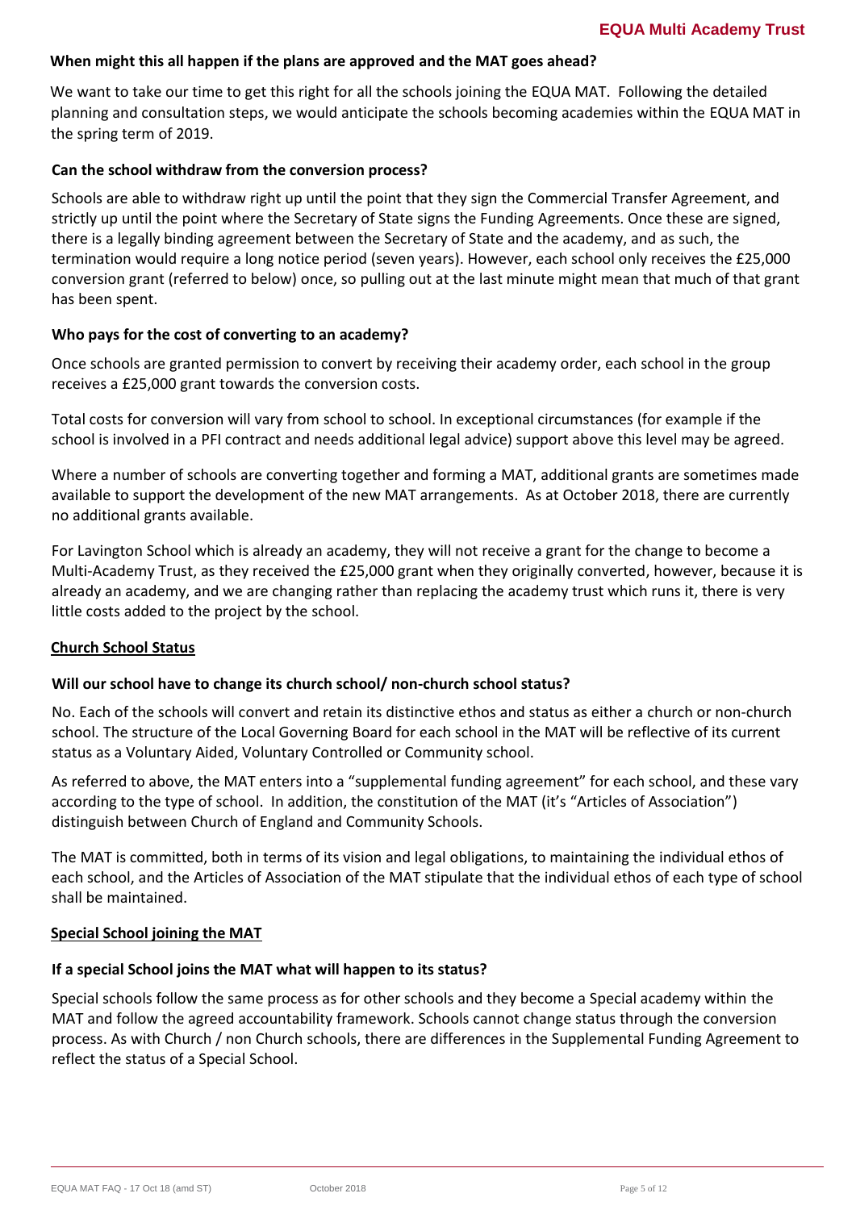### When might this all happen if the plans are approved and the MAT goes ahead?

We want to take our time to get this right for all the schools joining the EQUA MAT. Following the detailed planning and consultation steps, we would anticipate the schools becoming academies within the EQUA MAT in the spring term of 2019.

### Can the school withdraw from the conversion process?

Schools are able to withdraw right up until the point that they sign the Commercial Transfer Agreement, and strictly up until the point where the Secretary of State signs the Funding Agreements. Once these are signed, there is a legally binding agreement between the Secretary of State and the academy, and as such, the termination would require a long notice period (seven years). However, each school only receives the £25,000 conversion grant (referred to below) once, so pulling out at the last minute might mean that much of that grant has been spent.

### Who pays for the cost of converting to an academy?

Once schools are granted permission to convert by receiving their academy order, each school in the group receives a £25,000 grant towards the conversion costs.

Total costs for conversion will vary from school to school. In exceptional circumstances (for example if the school is involved in a PFI contract and needs additional legal advice) support above this level may be agreed.

Where a number of schools are converting together and forming a MAT, additional grants are sometimes made available to support the development of the new MAT arrangements. As at October 2018, there are currently no additional grants available.

For Lavington School which is already an academy, they will not receive a grant for the change to become a Multi-Academy Trust, as they received the £25,000 grant when they originally converted, however, because it is already an academy, and we are changing rather than replacing the academy trust which runs it, there is very little costs added to the project by the school.

## Church School Status

### Will our school have to change its church school/ non-church school status?

No. Each of the schools will convert and retain its distinctive ethos and status as either a church or non-church school. The structure of the Local Governing Board for each school in the MAT will be reflective of its current status as a Voluntary Aided, Voluntary Controlled or Community school.

As referred to above, the MAT enters into a "supplemental funding agreement" for each school, and these vary according to the type of school. In addition, the constitution of the MAT (it's "Articles of Association") distinguish between Church of England and Community Schools.

The MAT is committed, both in terms of its vision and legal obligations, to maintaining the individual ethos of each school, and the Articles of Association of the MAT stipulate that the individual ethos of each type of school shall be maintained.

## Special School joining the MAT

### If a special School joins the MAT what will happen to its status?

Special schools follow the same process as for other schools and they become a Special academy within the MAT and follow the agreed accountability framework. Schools cannot change status through the conversion process. As with Church / non Church schools, there are differences in the Supplemental Funding Agreement to reflect the status of a Special School.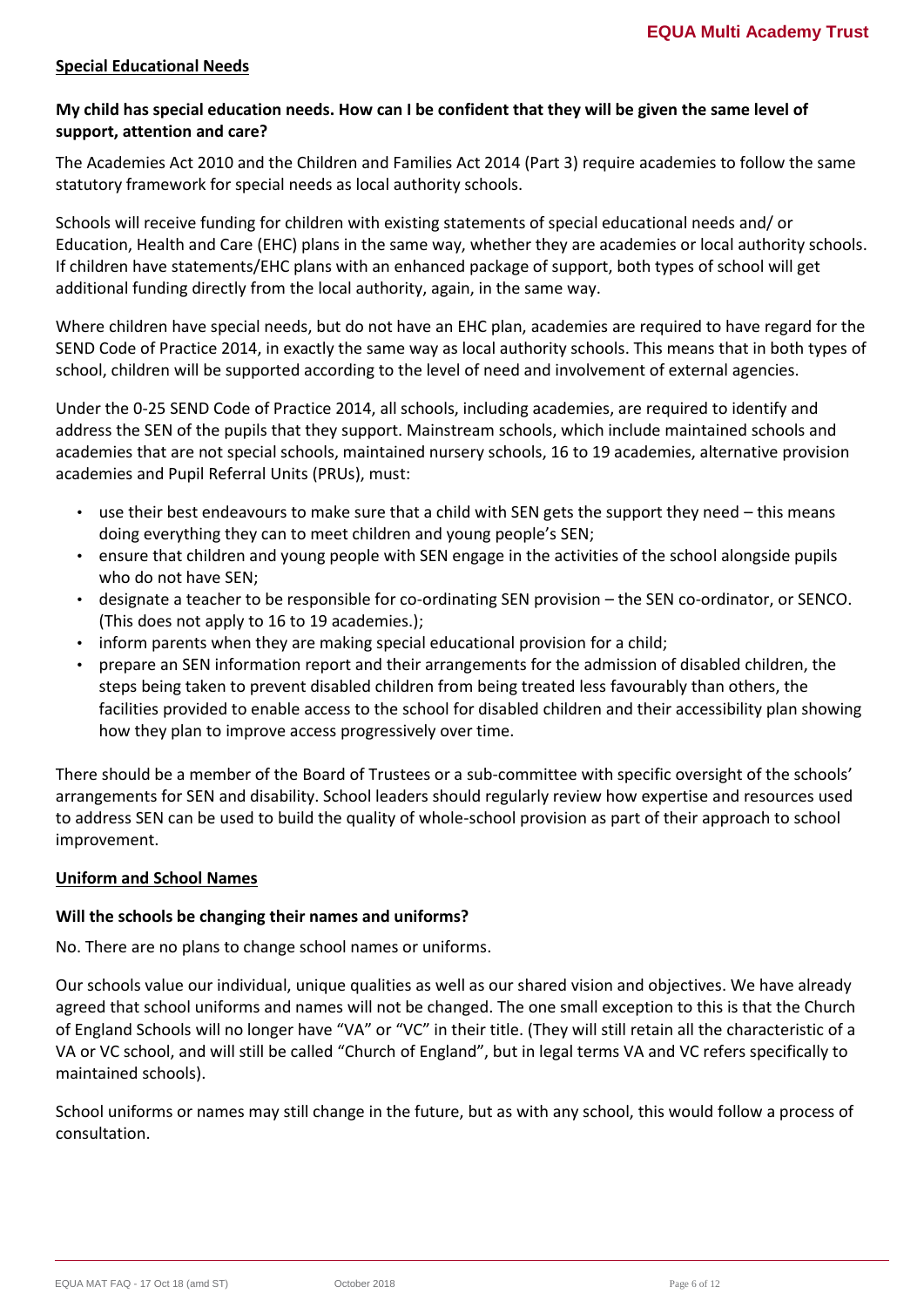## Special Educational Needs

**My child has special education needs. How can I be confident that they will be given the same level of support, attention and care?**

The Academies Act 2010 and the Children and Families Act 2014 (Part 3) require academies to follow the same statutory framework for special needs as local authority schools.

Schools will receive funding for children with existing statements of special educational needs and/ or Education, Health and Care (EHC) plans in the same way, whether they are academies or local authority schools. If children have statements/EHC plans with an enhanced package of support, both types of school will get additional funding directly from the local authority, again, in the same way.

Where children have special needs, but do not have an EHC plan, academies are required to have regard for the SEND Code of Practice 2014, in exactly the same way as local authority schools. This means that in both types of school, children will be supported according to the level of need and involvement of external agencies.

Under the 0-25 SEND Code of Practice 2014, all schools, including academies, are required to identify and address the SEN of the pupils that they support. Mainstream schools, which include maintained schools and academies that are not special schools, maintained nursery schools, 16 to 19 academies, alternative provision academies and Pupil Referral Units (PRUs), must:

- use their best endeavours to make sure that a child with SEN gets the support they need – this means doing everything they can to meet children and young people's SEN;
- ensure that children and young people with SEN engage in the activities of the school alongside pupils who do not have SEN;
- designate a teacher to be responsible for co-ordinating SEN provision – the SEN co-ordinator, or SENCO. (This does not apply to 16 to 19 academies.);
- inform parents when they are making special educational provision for a child;
- prepare an SEN information report and their arrangements for the admission of disabled children, the steps being taken to prevent disabled children from being treated less favourably than others, the facilities provided to enable access to the school for disabled children and their accessibility plan showing how they plan to improve access progressively over time.

There should be a member of the Board of Trustees or a sub-committee with specific oversight of the schools' arrangements for SEN and disability. School leaders should regularly review how expertise and resources used to address SEN can be used to build the quality of whole-school provision as part of their approach to school improvement.

## Uniform and School Names

**Will the schools be changing their names and uniforms?**

No. There are no plans to change school names or uniforms.

Our schools value our individual, unique qualities as well as our shared vision and objectives. We have already agreed that school uniforms and names will not be changed. The one small exception to this is that the Church of England Schools will no longer have "VA" or "VC" in their title. (They will still retain all the characteristic of a VA or VC school, and will still be called "Church of England", but in legal terms VA and VC refers specifically to maintained schools).

School uniforms or names may still change in the future, but as with any school, this would follow a process of consultation.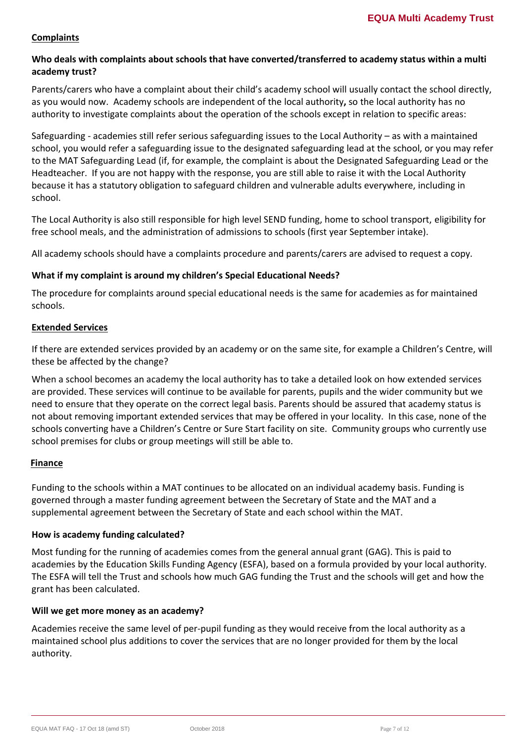## Complaints

**Who deals with complaints about schools that have converted/transferred to academy status within a multi academy trust?**

Parents/carers who have a complaint about their child's academy school will usually contact the school directly, as you would now. Academy schools are independent of the local authority**,** so the local authority has no authority to investigate complaints about the operation of the schools except in relation to specific areas:

Safeguarding - academies still refer serious safeguarding issues to the Local Authority – as with a maintained school, you would refer a safeguarding issue to the designated safeguarding lead at the school, or you may refer to the MAT Safeguarding Lead (if, for example, the complaint is about the Designated Safeguarding Lead or the Headteacher. If you are not happy with the response, you are still able to raise it with the Local Authority because it has a statutory obligation to safeguard children and vulnerable adults everywhere, including in school.

The Local Authority is also still responsible for high level SEND funding, home to school transport, eligibility for free school meals, and the administration of admissions to schools (first year September intake).

All academy schools should have a complaints procedure and parents/carers are advised to request a copy.

**What if my complaint is around my children's Special Educational Needs?**

The procedure for complaints around special educational needs is the same for academies as for maintained schools.

## Extended Services

If there are extended services provided by an academy or on the same site, for example a Children's Centre, will these be affected by the change?

When a school becomes an academy the local authority has to take a detailed look on how extended services are provided. These services will continue to be available for parents, pupils and the wider community but we need to ensure that they operate on the correct legal basis. Parents should be assured that academy status is not about removing important extended services that may be offered in your locality. In this case, none of the schools converting have a Children's Centre or Sure Start facility on site. Community groups who currently use school premises for clubs or group meetings will still be able to.

## Finance

Funding to the schools within a MAT continues to be allocated on an individual academy basis. Funding is governed through a master funding agreement between the Secretary of State and the MAT and a supplemental agreement between the Secretary of State and each school within the MAT.

**How is academy funding calculated?**

Most funding for the running of academies comes from the general annual grant (GAG). This is paid to academies by the Education Skills Funding Agency (ESFA), based on a formula provided by your local authority. The ESFA will tell the Trust and schools how much GAG funding the Trust and the schools will get and how the grant has been calculated.

**Will we get more money as an academy?**

Academies receive the same level of per-pupil funding as they would receive from the local authority as a maintained school plus additions to cover the services that are no longer provided for them by the local authority.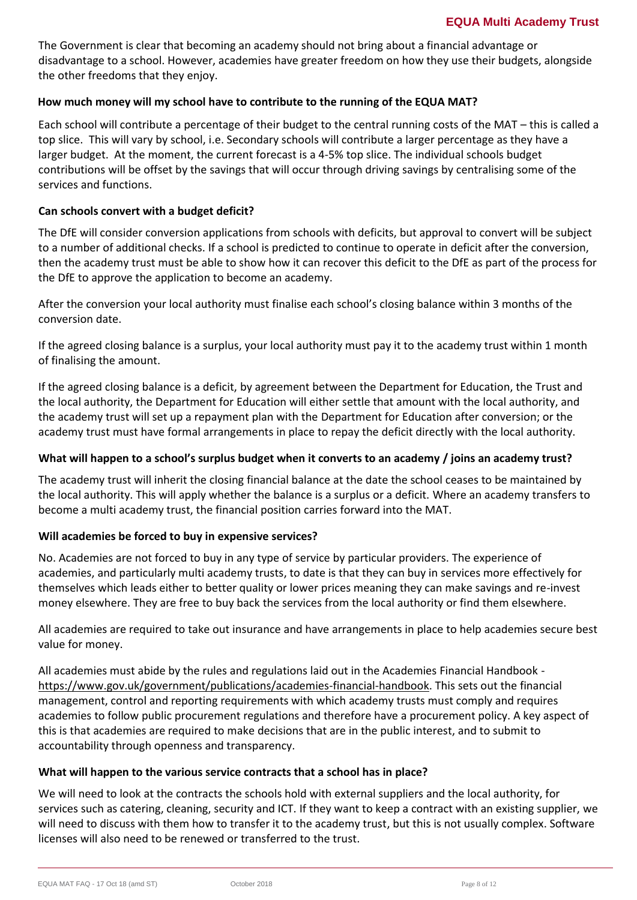The Government is clear that becoming an academy should not bring about a financial advantage or disadvantage to a school. However, academies have greater freedom on how they use their budgets, alongside the other freedoms that they enjoy.

**How much money will my school have to contribute to the running of the EQUA MAT?**

Each school will contribute a percentage of their budget to the central running costs of the MAT – this is called a top slice. This will vary by school, i.e. Secondary schools will contribute a larger percentage as they have a larger budget. At the moment, the current forecast is a 4-5% top slice. The individual schools budget contributions will be offset by the savings that will occur through driving savings by centralising some of the services and functions.

**Can schools convert with a budget deficit?**

The DfE will consider conversion applications from schools with deficits, but approval to convert will be subject to a number of additional checks. If a school is predicted to continue to operate in deficit after the conversion, then the academy trust must be able to show how it can recover this deficit to the DfE as part of the process for the DfE to approve the application to become an academy.

After the conversion your local authority must finalise each school's closing balance within 3 months of the conversion date.

If the agreed closing balance is a surplus, your local authority must pay it to the academy trust within 1 month of finalising the amount.

If the agreed closing balance is a deficit, by agreement between the Department for Education, the Trust and the local authority, the Department for Education will either settle that amount with the local authority, and the academy trust will set up a repayment plan with the Department for Education after conversion; or the academy trust must have formal arrangements in place to repay the deficit directly with the local authority.

**What will happen to a school's surplus budget when it converts to an academy / joins an academy trust?**

The academy trust will inherit the closing financial balance at the date the school ceases to be maintained by the local authority. This will apply whether the balance is a surplus or a deficit. Where an academy transfers to become a multi academy trust, the financial position carries forward into the MAT.

**Will academies be forced to buy in expensive services?**

No. Academies are not forced to buy in any type of service by particular providers. The experience of academies, and particularly multi academy trusts, to date is that they can buy in services more effectively for themselves which leads either to better quality or lower prices meaning they can make savings and re-invest money elsewhere. They are free to buy back the services from the local authority or find them elsewhere.

All academies are required to take out insurance and have arrangements in place to help academies secure best value for money.

All academies must abide by the rules and regulations laid out in the Academies Financial Handbook - https://www.gov.uk/government/publications/academies-financial-handbook. This sets out the financial management, control and reporting requirements with which academy trusts must comply and requires academies to follow public procurement regulations and therefore have a procurement policy. A key aspect of this is that academies are required to make decisions that are in the public interest, and to submit to accountability through openness and transparency.

**What will happen to the various service contracts that a school has in place?**

We will need to look at the contracts the schools hold with external suppliers and the local authority, for services such as catering, cleaning, security and ICT. If they want to keep a contract with an existing supplier, we will need to discuss with them how to transfer it to the academy trust, but this is not usually complex. Software licenses will also need to be renewed or transferred to the trust.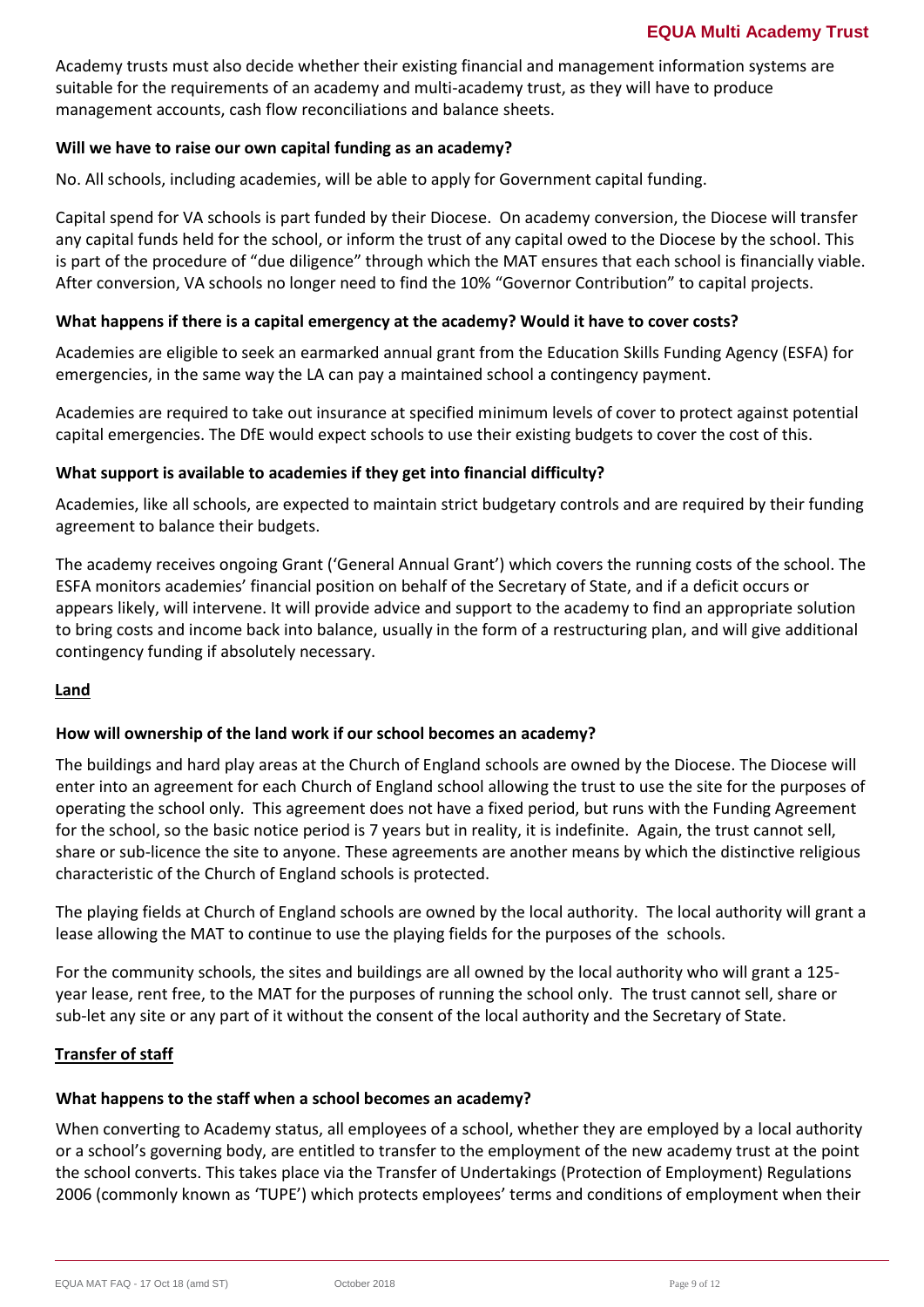Academy trusts must also decide whether their existing financial and management information systems are suitable for the requirements of an academy and multi-academy trust, as they will have to produce management accounts, cash flow reconciliations and balance sheets.

**Will we have to raise our own capital funding as an academy?**

No. All schools, including academies, will be able to apply for Government capital funding.

Capital spend for VA schools is part funded by their Diocese. On academy conversion, the Diocese will transfer any capital funds held for the school, or inform the trust of any capital owed to the Diocese by the school. This is part of the procedure of "due diligence" through which the MAT ensures that each school is financially viable. After conversion, VA schools no longer need to find the 10% "Governor Contribution" to capital projects.

**What happens if there is a capital emergency at the academy? Would it have to cover costs?**

Academies are eligible to seek an earmarked annual grant from the Education Skills Funding Agency (ESFA) for emergencies, in the same way the LA can pay a maintained school a contingency payment.

Academies are required to take out insurance at specified minimum levels of cover to protect against potential capital emergencies. The DfE would expect schools to use their existing budgets to cover the cost of this.

**What support is available to academies if they get into financial difficulty?**

Academies, like all schools, are expected to maintain strict budgetary controls and are required by their funding agreement to balance their budgets.

The academy receives ongoing Grant ('General Annual Grant') which covers the running costs of the school. The ESFA monitors academies' financial position on behalf of the Secretary of State, and if a deficit occurs or appears likely, will intervene. It will provide advice and support to the academy to find an appropriate solution to bring costs and income back into balance, usually in the form of a restructuring plan, and will give additional contingency funding if absolutely necessary.

## Land

**How will ownership of the land work if our school becomes an academy?**

The buildings and hard play areas at the Church of England schools are owned by the Diocese. The Diocese will enter into an agreement for each Church of England school allowing the trust to use the site for the purposes of operating the school only. This agreement does not have a fixed period, but runs with the Funding Agreement for the school, so the basic notice period is 7 years but in reality, it is indefinite. Again, the trust cannot sell, share or sub-licence the site to anyone. These agreements are another means by which the distinctive religious characteristic of the Church of England schools is protected.

The playing fields at Church of England schools are owned by the local authority. The local authority will grant a lease allowing the MAT to continue to use the playing fields for the purposes of the schools.

For the community schools, the sites and buildings are all owned by the local authority who will grant a 125-year lease, rent free, to the MAT for the purposes of running the school only. The trust cannot sell, share or sub-let any site or any part of it without the consent of the local authority and the Secretary of State.

## Transfer of staff

**What happens to the staff when a school becomes an academy?**

When converting to Academy status, all employees of a school, whether they are employed by a local authority or a school's governing body, are entitled to transfer to the employment of the new academy trust at the point the school converts. This takes place via the Transfer of Undertakings (Protection of Employment) Regulations 2006 (commonly known as 'TUPE') which protects employees' terms and conditions of employment when their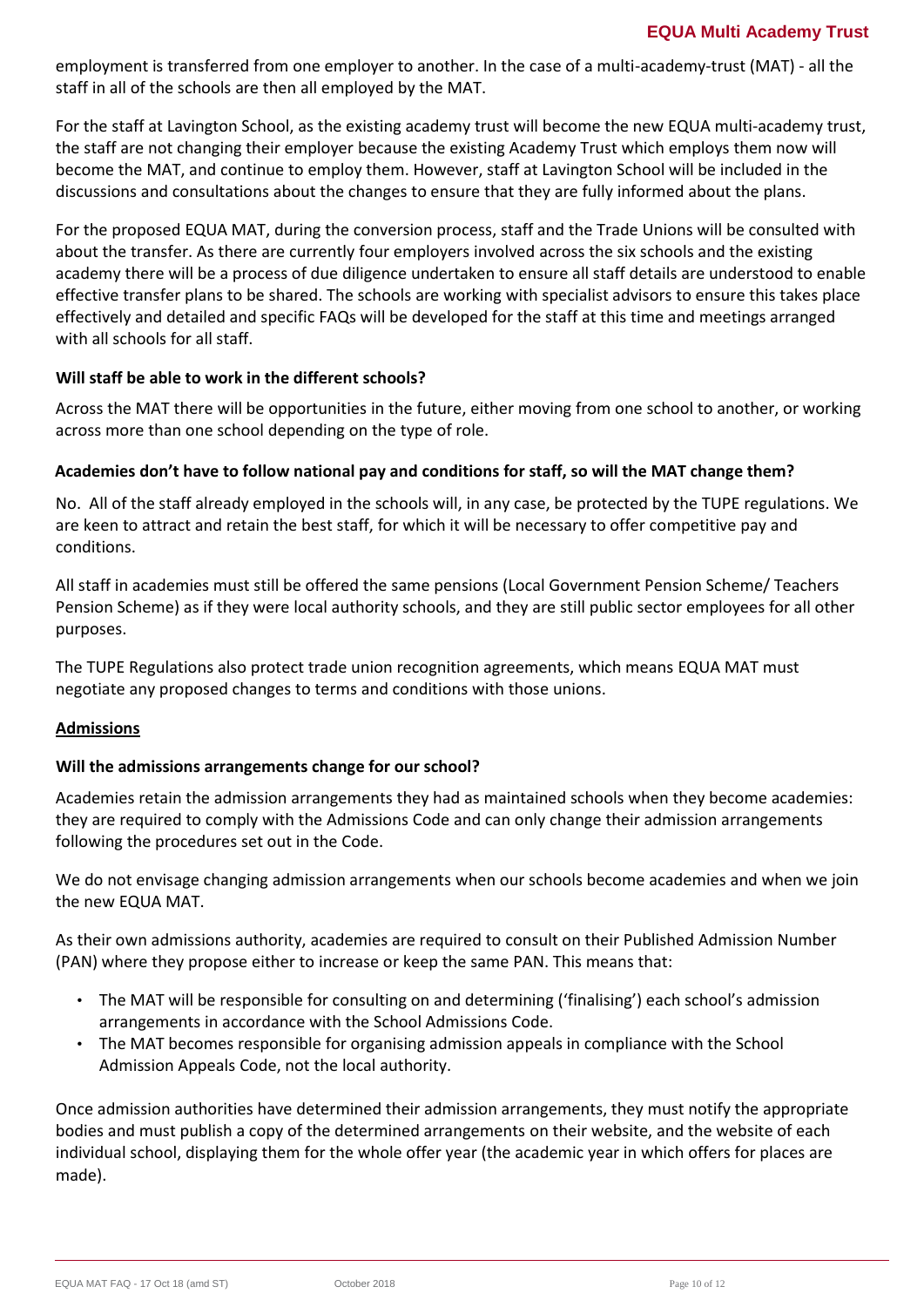employment is transferred from one employer to another. In the case of a multi-academy-trust (MAT) - all the staff in all of the schools are then all employed by the MAT.

For the staff at Lavington School, as the existing academy trust will become the new EQUA multi-academy trust, the staff are not changing their employer because the existing Academy Trust which employs them now will become the MAT, and continue to employ them. However, staff at Lavington School will be included in the discussions and consultations about the changes to ensure that they are fully informed about the plans.

For the proposed EQUA MAT, during the conversion process, staff and the Trade Unions will be consulted with about the transfer. As there are currently four employers involved across the six schools and the existing academy there will be a process of due diligence undertaken to ensure all staff details are understood to enable effective transfer plans to be shared. The schools are working with specialist advisors to ensure this takes place effectively and detailed and specific FAQs will be developed for the staff at this time and meetings arranged with all schools for all staff.

**Will staff be able to work in the different schools?**

Across the MAT there will be opportunities in the future, either moving from one school to another, or working across more than one school depending on the type of role.

**Academies don't have to follow national pay and conditions for staff, so will the MAT change them?**

No. All of the staff already employed in the schools will, in any case, be protected by the TUPE regulations. We are keen to attract and retain the best staff, for which it will be necessary to offer competitive pay and conditions.

All staff in academies must still be offered the same pensions (Local Government Pension Scheme/ Teachers Pension Scheme) as if they were local authority schools, and they are still public sector employees for all other purposes.

The TUPE Regulations also protect trade union recognition agreements, which means EQUA MAT must negotiate any proposed changes to terms and conditions with those unions.

**Admissions**

**Will the admissions arrangements change for our school?**

Academies retain the admission arrangements they had as maintained schools when they become academies: they are required to comply with the Admissions Code and can only change their admission arrangements following the procedures set out in the Code.

We do not envisage changing admission arrangements when our schools become academies and when we join the new EQUA MAT.

As their own admissions authority, academies are required to consult on their Published Admission Number (PAN) where they propose either to increase or keep the same PAN. This means that:

- The MAT will be responsible for consulting on and determining ('finalising') each school's admission arrangements in accordance with the School Admissions Code.
- The MAT becomes responsible for organising admission appeals in compliance with the School Admission Appeals Code, not the local authority.

Once admission authorities have determined their admission arrangements, they must notify the appropriate bodies and must publish a copy of the determined arrangements on their website, and the website of each individual school, displaying them for the whole offer year (the academic year in which offers for places are made).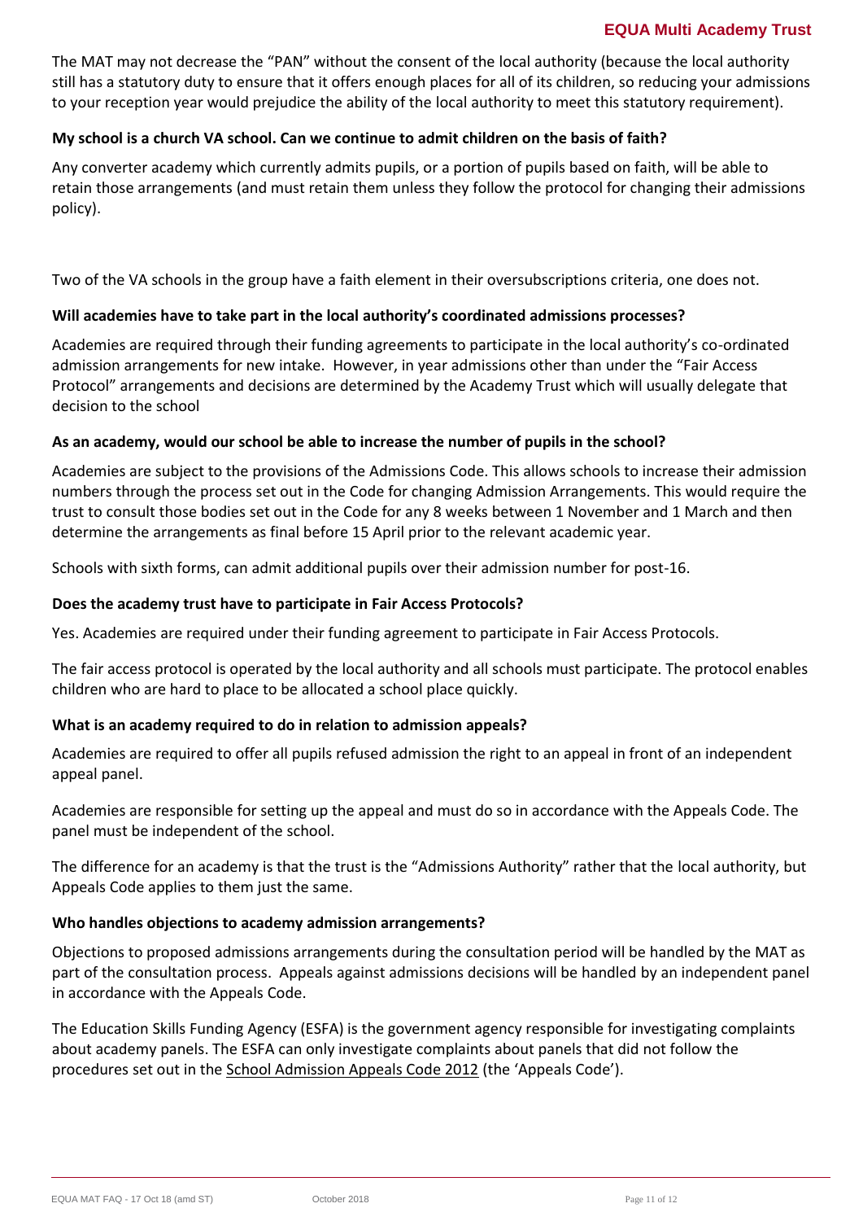The MAT may not decrease the "PAN" without the consent of the local authority (because the local authority still has a statutory duty to ensure that it offers enough places for all of its children, so reducing your admissions to your reception year would prejudice the ability of the local authority to meet this statutory requirement).

**My school is a church VA school. Can we continue to admit children on the basis of faith?**

Any converter academy which currently admits pupils, or a portion of pupils based on faith, will be able to retain those arrangements (and must retain them unless they follow the protocol for changing their admissions policy).

Two of the VA schools in the group have a faith element in their oversubscriptions criteria, one does not.

**Will academies have to take part in the local authority's coordinated admissions processes?**

Academies are required through their funding agreements to participate in the local authority's co-ordinated admission arrangements for new intake. However, in year admissions other than under the "Fair Access Protocol" arrangements and decisions are determined by the Academy Trust which will usually delegate that decision to the school

**As an academy, would our school be able to increase the number of pupils in the school?**

Academies are subject to the provisions of the Admissions Code. This allows schools to increase their admission numbers through the process set out in the Code for changing Admission Arrangements. This would require the trust to consult those bodies set out in the Code for any 8 weeks between 1 November and 1 March and then determine the arrangements as final before 15 April prior to the relevant academic year.

Schools with sixth forms, can admit additional pupils over their admission number for post-16.

**Does the academy trust have to participate in Fair Access Protocols?**

Yes. Academies are required under their funding agreement to participate in Fair Access Protocols.

The fair access protocol is operated by the local authority and all schools must participate. The protocol enables children who are hard to place to be allocated a school place quickly.

**What is an academy required to do in relation to admission appeals?**

Academies are required to offer all pupils refused admission the right to an appeal in front of an independent appeal panel.

Academies are responsible for setting up the appeal and must do so in accordance with the Appeals Code. The panel must be independent of the school.

The difference for an academy is that the trust is the "Admissions Authority" rather that the local authority, but Appeals Code applies to them just the same.

**Who handles objections to academy admission arrangements?**

Objections to proposed admissions arrangements during the consultation period will be handled by the MAT as part of the consultation process. Appeals against admissions decisions will be handled by an independent panel in accordance with the Appeals Code.

The Education Skills Funding Agency (ESFA) is the government agency responsible for investigating complaints about academy panels. The ESFA can only investigate complaints about panels that did not follow the procedures set out in the School Admission Appeals Code 2012 (the 'Appeals Code').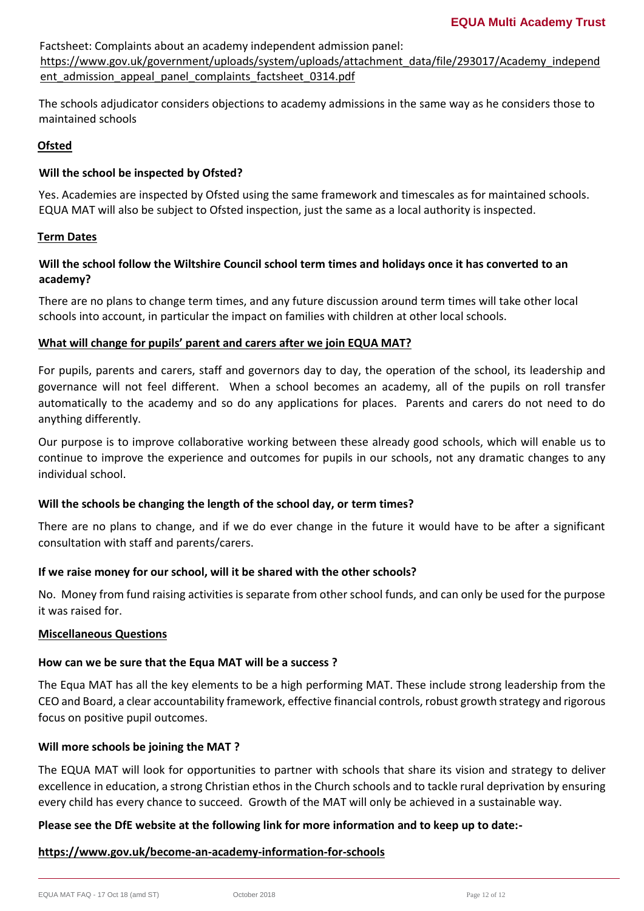Factsheet: Complaints about an academy independent admission panel:
https://www.gov.uk/government/uploads/system/uploads/attachment_data/file/293017/Academy_independent_admission_appeal_panel_complaints_factsheet_0314.pdf

The schools adjudicator considers objections to academy admissions in the same way as he considers those to maintained schools

## Ofsted

### Will the school be inspected by Ofsted?

Yes. Academies are inspected by Ofsted using the same framework and timescales as for maintained schools. EQUA MAT will also be subject to Ofsted inspection, just the same as a local authority is inspected.

## Term Dates

### Will the school follow the Wiltshire Council school term times and holidays once it has converted to an academy?

There are no plans to change term times, and any future discussion around term times will take other local schools into account, in particular the impact on families with children at other local schools.

### What will change for pupils' parent and carers after we join EQUA MAT?

For pupils, parents and carers, staff and governors day to day, the operation of the school, its leadership and governance will not feel different. When a school becomes an academy, all of the pupils on roll transfer automatically to the academy and so do any applications for places. Parents and carers do not need to do anything differently.

Our purpose is to improve collaborative working between these already good schools, which will enable us to continue to improve the experience and outcomes for pupils in our schools, not any dramatic changes to any individual school.

### Will the schools be changing the length of the school day, or term times?

There are no plans to change, and if we do ever change in the future it would have to be after a significant consultation with staff and parents/carers.

### If we raise money for our school, will it be shared with the other schools?

No. Money from fund raising activities is separate from other school funds, and can only be used for the purpose it was raised for.

## Miscellaneous Questions

### How can we be sure that the Equa MAT will be a success ?

The Equa MAT has all the key elements to be a high performing MAT. These include strong leadership from the CEO and Board, a clear accountability framework, effective financial controls, robust growth strategy and rigorous focus on positive pupil outcomes.

### Will more schools be joining the MAT ?

The EQUA MAT will look for opportunities to partner with schools that share its vision and strategy to deliver excellence in education, a strong Christian ethos in the Church schools and to tackle rural deprivation by ensuring every child has every chance to succeed. Growth of the MAT will only be achieved in a sustainable way.

**Please see the DfE website at the following link for more information and to keep up to date:-**

**https://www.gov.uk/become-an-academy-information-for-schools**